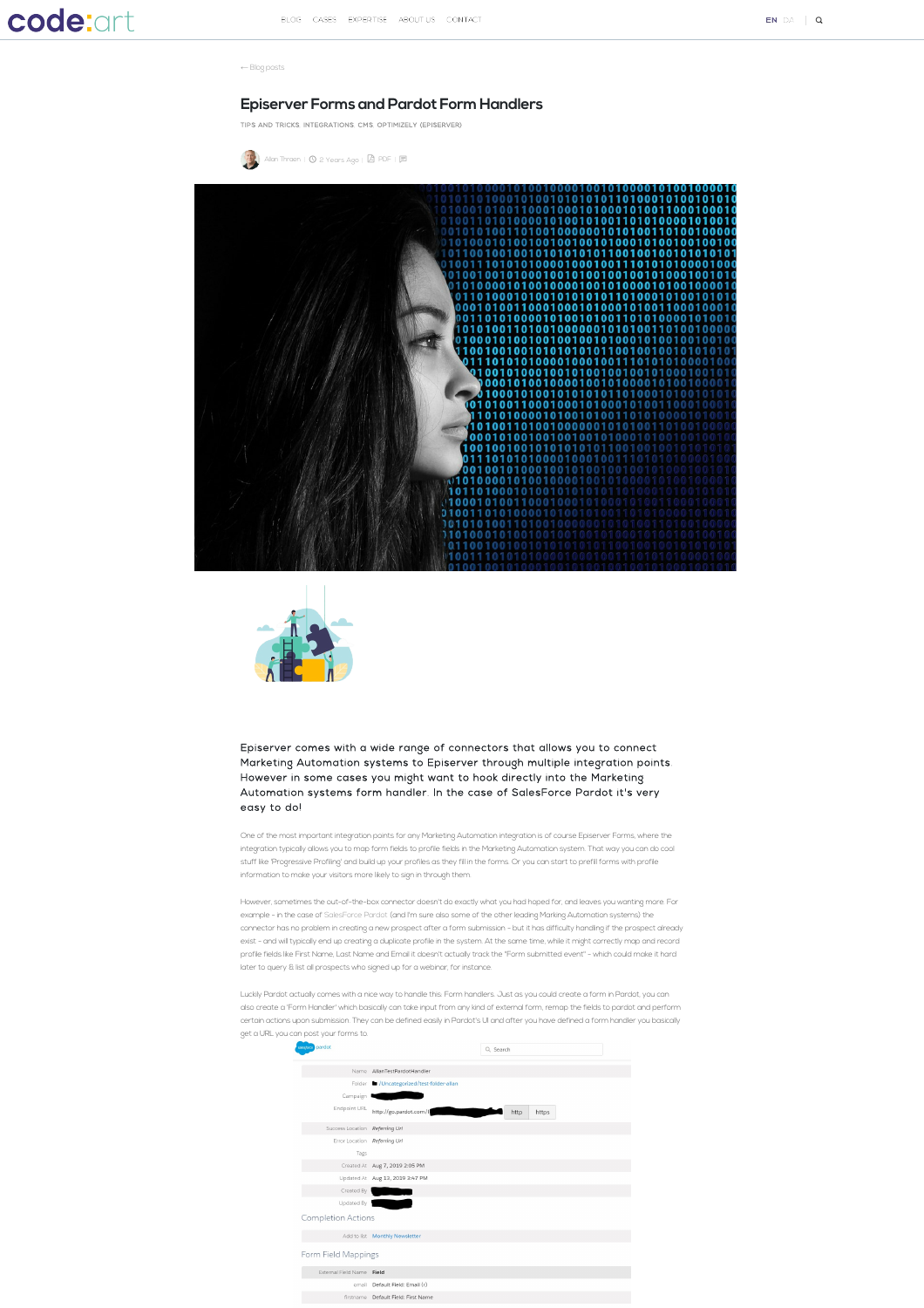← Blog posts

# Episerver Forms and Pardot Form Handlers

TIPS AND TRICKS, INTEGRATIONS, CMS, OPTIMIZELY (EPISERVER)

Allan Thraen | 2 Years Ago | PDF |

**Episerver comes with a wide range of connectors that allows you to connect Marketing Automation systems to Episerver through multiple integration points. However in some cases you might want to hook directly into the Marketing Automation systems form handler. In the case of SalesForce Pardot it's very easy to do!**

One of the most important integration points for any Marketing Automation integration is of course Episerver Forms, where the integration typically allows you to map form fields to profile fields in the Marketing Automation system. That way you can do cool stuff like 'Progressive Profiling' and build up your profiles as they fill in the forms. Or you can start to prefill forms with profile information to make your visitors more likely to sign in through them.

However, sometimes the out-of-the-box connector doesn't do exactly what you had hoped for, and leaves you wanting more. For example – in the case of SalesForce Pardot (and I'm sure also some of the other leading Marking Automation systems) the connector has no problem in creating a new prospect after a form submission – but it has difficulty handling if the prospect already exist – and will typically end up creating a duplicate profile in the system. At the same time, while it might correctly map and record profile fields like First Name, Last Name and Email it doesn't actually track the "Form submitted event" – which could make it hard later to query & list all prospects who signed up for a webinar, for instance.

Luckily Pardot actually comes with a nice way to handle this. Form handlers. Just as you could create a form in Pardot, you can also create a 'Form Handler' which basically can take input from any kind of external form, remap the fields to pardot and perform certain actions upon submission. They can be defined easily in Pardot's UI and after you have defined a form handler you basically get a URL you can post your forms to.

| | |
|---|---|
| Name | AllanTestPardotHandler |
| Folder | /Uncategorized/test-folder-allan |
| Campaign | |
| Endpoint URL | http://go.pardot.com/l/ |
| Success Location | Referring Url |
| Error Location | Referring Url |
| Tags | |
| Created At | Aug 7, 2019 2:05 PM |
| Updated At | Aug 13, 2019 3:47 PM |
| Created By | |
| Updated By | |

Completion Actions

| | |
|---|---|
| Add to list | Monthly Newsletter |

Form Field Mappings

| External Field Name | Field |
|---|---|
| email | Default Field: Email (r) |
| firstname | Default Field: First Name |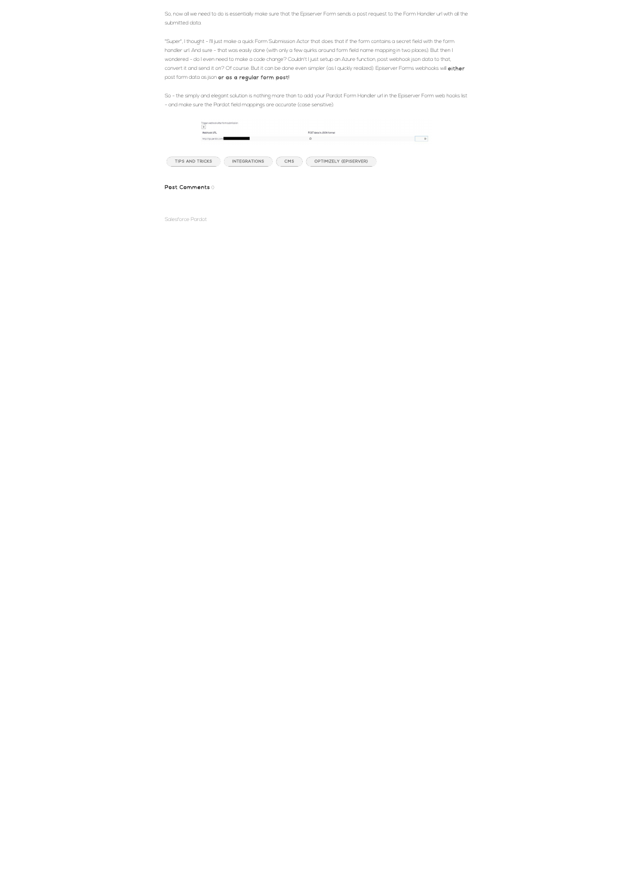So, now all we need to do is essentially make sure that the Episerver Form sends a post request to the Form Handler url with all the submitted data.

"Super", I thought - I'll just make a quick Form Submission Actor that does that if the form contains a secret field with the form handler url. And sure - that was easily done (with only a few quirks around form field name mapping in two places). But then I wondered - do I even need to make a code change? Couldn't I just setup an Azure function, post webhook json data to that, convert it and send it on? Of course. But it can be done even simpler (as I quickly realized). Episerver Forms webhooks will **either** post form data as json **or as a regular form post**!

So - the simply and elegant solution is nothing more than to add your Pardot Form Handler url in the Episerver Form web hooks list - and make sure the Pardot field mappings are accurate (case sensitive).

TIPS AND TRICKS INTEGRATIONS CMS OPTIMIZELY (EPISERVER)

**Post Comments** 0

Salesforce Pardot